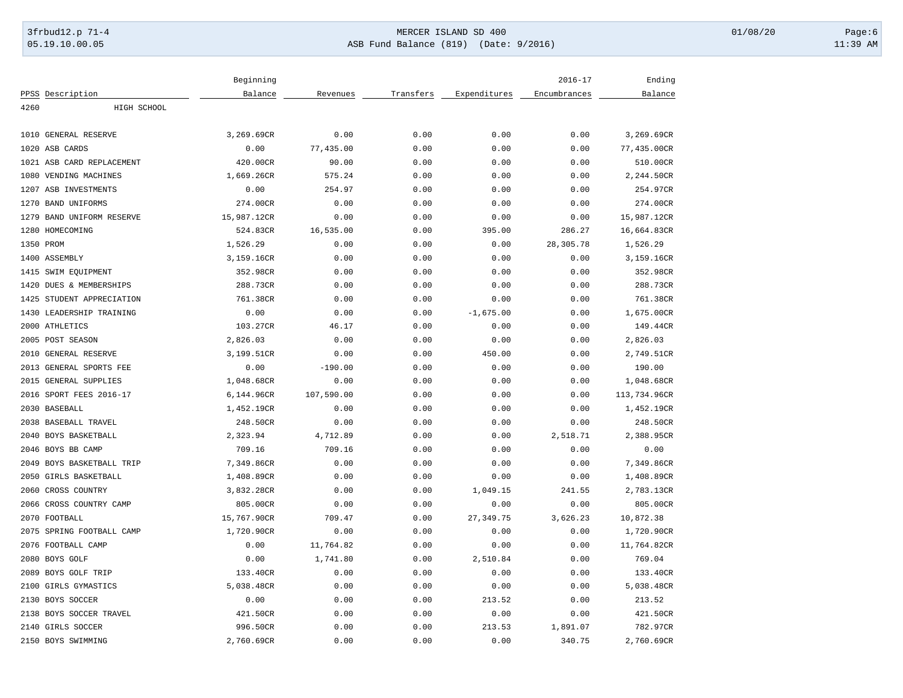# MERCER ISLAND SD 400

## ASB Fund Balance (819) (Date: 9/2016)

| PPSS | Description | Beginning Balance | Revenues | Transfers | Expenditures | 2016-17 Encumbrances | Ending Balance |
|---|---|---|---|---|---|---|---|
| 4260 | HIGH SCHOOL | | | | | | |
| 1010 | GENERAL RESERVE | 3,269.69CR | 0.00 | 0.00 | 0.00 | 0.00 | 3,269.69CR |
| 1020 | ASB CARDS | 0.00 | 77,435.00 | 0.00 | 0.00 | 0.00 | 77,435.00CR |
| 1021 | ASB CARD REPLACEMENT | 420.00CR | 90.00 | 0.00 | 0.00 | 0.00 | 510.00CR |
| 1080 | VENDING MACHINES | 1,669.26CR | 575.24 | 0.00 | 0.00 | 0.00 | 2,244.50CR |
| 1207 | ASB INVESTMENTS | 0.00 | 254.97 | 0.00 | 0.00 | 0.00 | 254.97CR |
| 1270 | BAND UNIFORMS | 274.00CR | 0.00 | 0.00 | 0.00 | 0.00 | 274.00CR |
| 1279 | BAND UNIFORM RESERVE | 15,987.12CR | 0.00 | 0.00 | 0.00 | 0.00 | 15,987.12CR |
| 1280 | HOMECOMING | 524.83CR | 16,535.00 | 0.00 | 395.00 | 286.27 | 16,664.83CR |
| 1350 | PROM | 1,526.29 | 0.00 | 0.00 | 0.00 | 28,305.78 | 1,526.29 |
| 1400 | ASSEMBLY | 3,159.16CR | 0.00 | 0.00 | 0.00 | 0.00 | 3,159.16CR |
| 1415 | SWIM EQUIPMENT | 352.98CR | 0.00 | 0.00 | 0.00 | 0.00 | 352.98CR |
| 1420 | DUES & MEMBERSHIPS | 288.73CR | 0.00 | 0.00 | 0.00 | 0.00 | 288.73CR |
| 1425 | STUDENT APPRECIATION | 761.38CR | 0.00 | 0.00 | 0.00 | 0.00 | 761.38CR |
| 1430 | LEADERSHIP TRAINING | 0.00 | 0.00 | 0.00 | -1,675.00 | 0.00 | 1,675.00CR |
| 2000 | ATHLETICS | 103.27CR | 46.17 | 0.00 | 0.00 | 0.00 | 149.44CR |
| 2005 | POST SEASON | 2,826.03 | 0.00 | 0.00 | 0.00 | 0.00 | 2,826.03 |
| 2010 | GENERAL RESERVE | 3,199.51CR | 0.00 | 0.00 | 450.00 | 0.00 | 2,749.51CR |
| 2013 | GENERAL SPORTS FEE | 0.00 | -190.00 | 0.00 | 0.00 | 0.00 | 190.00 |
| 2015 | GENERAL SUPPLIES | 1,048.68CR | 0.00 | 0.00 | 0.00 | 0.00 | 1,048.68CR |
| 2016 | SPORT FEES 2016-17 | 6,144.96CR | 107,590.00 | 0.00 | 0.00 | 0.00 | 113,734.96CR |
| 2030 | BASEBALL | 1,452.19CR | 0.00 | 0.00 | 0.00 | 0.00 | 1,452.19CR |
| 2038 | BASEBALL TRAVEL | 248.50CR | 0.00 | 0.00 | 0.00 | 0.00 | 248.50CR |
| 2040 | BOYS BASKETBALL | 2,323.94 | 4,712.89 | 0.00 | 0.00 | 2,518.71 | 2,388.95CR |
| 2046 | BOYS BB CAMP | 709.16 | 709.16 | 0.00 | 0.00 | 0.00 | 0.00 |
| 2049 | BOYS BASKETBALL TRIP | 7,349.86CR | 0.00 | 0.00 | 0.00 | 0.00 | 7,349.86CR |
| 2050 | GIRLS BASKETBALL | 1,408.89CR | 0.00 | 0.00 | 0.00 | 0.00 | 1,408.89CR |
| 2060 | CROSS COUNTRY | 3,832.28CR | 0.00 | 0.00 | 1,049.15 | 241.55 | 2,783.13CR |
| 2066 | CROSS COUNTRY CAMP | 805.00CR | 0.00 | 0.00 | 0.00 | 0.00 | 805.00CR |
| 2070 | FOOTBALL | 15,767.90CR | 709.47 | 0.00 | 27,349.75 | 3,626.23 | 10,872.38 |
| 2075 | SPRING FOOTBALL CAMP | 1,720.90CR | 0.00 | 0.00 | 0.00 | 0.00 | 1,720.90CR |
| 2076 | FOOTBALL CAMP | 0.00 | 11,764.82 | 0.00 | 0.00 | 0.00 | 11,764.82CR |
| 2080 | BOYS GOLF | 0.00 | 1,741.80 | 0.00 | 2,510.84 | 0.00 | 769.04 |
| 2089 | BOYS GOLF TRIP | 133.40CR | 0.00 | 0.00 | 0.00 | 0.00 | 133.40CR |
| 2100 | GIRLS GYMASTICS | 5,038.48CR | 0.00 | 0.00 | 0.00 | 0.00 | 5,038.48CR |
| 2130 | BOYS SOCCER | 0.00 | 0.00 | 0.00 | 213.52 | 0.00 | 213.52 |
| 2138 | BOYS SOCCER TRAVEL | 421.50CR | 0.00 | 0.00 | 0.00 | 0.00 | 421.50CR |
| 2140 | GIRLS SOCCER | 996.50CR | 0.00 | 0.00 | 213.53 | 1,891.07 | 782.97CR |
| 2150 | BOYS SWIMMING | 2,760.69CR | 0.00 | 0.00 | 0.00 | 340.75 | 2,760.69CR |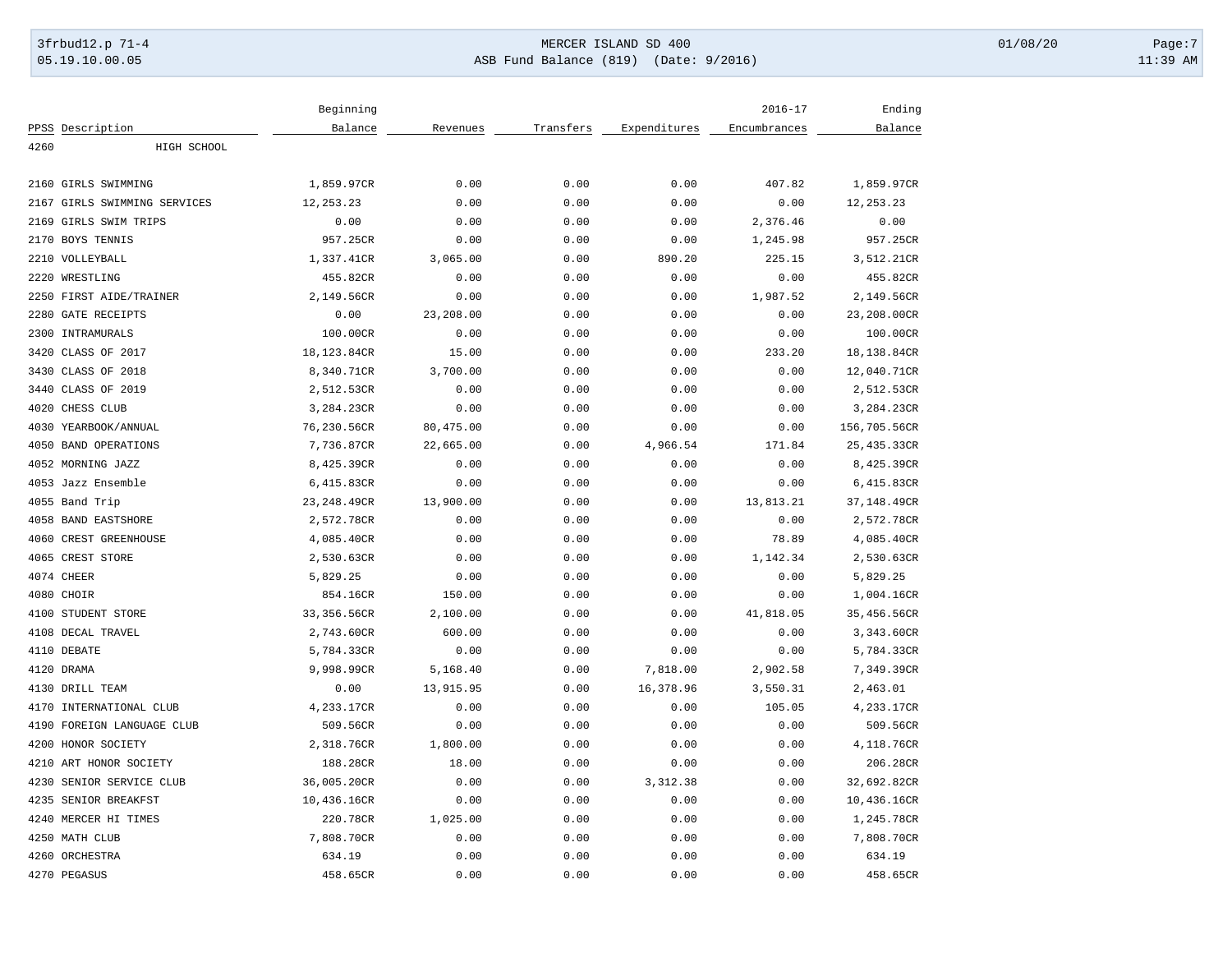| PPSS | Description | Beginning Balance | Revenues | Transfers | Expenditures | 2016-17 Encumbrances | Ending Balance |
|---|---|---|---|---|---|---|---|
| 4260 | HIGH SCHOOL | | | | | | |
| 2160 | GIRLS SWIMMING | 1,859.97CR | 0.00 | 0.00 | 0.00 | 407.82 | 1,859.97CR |
| 2167 | GIRLS SWIMMING SERVICES | 12,253.23 | 0.00 | 0.00 | 0.00 | 0.00 | 12,253.23 |
| 2169 | GIRLS SWIM TRIPS | 0.00 | 0.00 | 0.00 | 0.00 | 2,376.46 | 0.00 |
| 2170 | BOYS TENNIS | 957.25CR | 0.00 | 0.00 | 0.00 | 1,245.98 | 957.25CR |
| 2210 | VOLLEYBALL | 1,337.41CR | 3,065.00 | 0.00 | 890.20 | 225.15 | 3,512.21CR |
| 2220 | WRESTLING | 455.82CR | 0.00 | 0.00 | 0.00 | 0.00 | 455.82CR |
| 2250 | FIRST AIDE/TRAINER | 2,149.56CR | 0.00 | 0.00 | 0.00 | 1,987.52 | 2,149.56CR |
| 2280 | GATE RECEIPTS | 0.00 | 23,208.00 | 0.00 | 0.00 | 0.00 | 23,208.00CR |
| 2300 | INTRAMURALS | 100.00CR | 0.00 | 0.00 | 0.00 | 0.00 | 100.00CR |
| 3420 | CLASS OF 2017 | 18,123.84CR | 15.00 | 0.00 | 0.00 | 233.20 | 18,138.84CR |
| 3430 | CLASS OF 2018 | 8,340.71CR | 3,700.00 | 0.00 | 0.00 | 0.00 | 12,040.71CR |
| 3440 | CLASS OF 2019 | 2,512.53CR | 0.00 | 0.00 | 0.00 | 0.00 | 2,512.53CR |
| 4020 | CHESS CLUB | 3,284.23CR | 0.00 | 0.00 | 0.00 | 0.00 | 3,284.23CR |
| 4030 | YEARBOOK/ANNUAL | 76,230.56CR | 80,475.00 | 0.00 | 0.00 | 0.00 | 156,705.56CR |
| 4050 | BAND OPERATIONS | 7,736.87CR | 22,665.00 | 0.00 | 4,966.54 | 171.84 | 25,435.33CR |
| 4052 | MORNING JAZZ | 8,425.39CR | 0.00 | 0.00 | 0.00 | 0.00 | 8,425.39CR |
| 4053 | Jazz Ensemble | 6,415.83CR | 0.00 | 0.00 | 0.00 | 0.00 | 6,415.83CR |
| 4055 | Band Trip | 23,248.49CR | 13,900.00 | 0.00 | 0.00 | 13,813.21 | 37,148.49CR |
| 4058 | BAND EASTSHORE | 2,572.78CR | 0.00 | 0.00 | 0.00 | 0.00 | 2,572.78CR |
| 4060 | CREST GREENHOUSE | 4,085.40CR | 0.00 | 0.00 | 0.00 | 78.89 | 4,085.40CR |
| 4065 | CREST STORE | 2,530.63CR | 0.00 | 0.00 | 0.00 | 1,142.34 | 2,530.63CR |
| 4074 | CHEER | 5,829.25 | 0.00 | 0.00 | 0.00 | 0.00 | 5,829.25 |
| 4080 | CHOIR | 854.16CR | 150.00 | 0.00 | 0.00 | 0.00 | 1,004.16CR |
| 4100 | STUDENT STORE | 33,356.56CR | 2,100.00 | 0.00 | 0.00 | 41,818.05 | 35,456.56CR |
| 4108 | DECAL TRAVEL | 2,743.60CR | 600.00 | 0.00 | 0.00 | 0.00 | 3,343.60CR |
| 4110 | DEBATE | 5,784.33CR | 0.00 | 0.00 | 0.00 | 0.00 | 5,784.33CR |
| 4120 | DRAMA | 9,998.99CR | 5,168.40 | 0.00 | 7,818.00 | 2,902.58 | 7,349.39CR |
| 4130 | DRILL TEAM | 0.00 | 13,915.95 | 0.00 | 16,378.96 | 3,550.31 | 2,463.01 |
| 4170 | INTERNATIONAL CLUB | 4,233.17CR | 0.00 | 0.00 | 0.00 | 105.05 | 4,233.17CR |
| 4190 | FOREIGN LANGUAGE CLUB | 509.56CR | 0.00 | 0.00 | 0.00 | 0.00 | 509.56CR |
| 4200 | HONOR SOCIETY | 2,318.76CR | 1,800.00 | 0.00 | 0.00 | 0.00 | 4,118.76CR |
| 4210 | ART HONOR SOCIETY | 188.28CR | 18.00 | 0.00 | 0.00 | 0.00 | 206.28CR |
| 4230 | SENIOR SERVICE CLUB | 36,005.20CR | 0.00 | 0.00 | 3,312.38 | 0.00 | 32,692.82CR |
| 4235 | SENIOR BREAKFST | 10,436.16CR | 0.00 | 0.00 | 0.00 | 0.00 | 10,436.16CR |
| 4240 | MERCER HI TIMES | 220.78CR | 1,025.00 | 0.00 | 0.00 | 0.00 | 1,245.78CR |
| 4250 | MATH CLUB | 7,808.70CR | 0.00 | 0.00 | 0.00 | 0.00 | 7,808.70CR |
| 4260 | ORCHESTRA | 634.19 | 0.00 | 0.00 | 0.00 | 0.00 | 634.19 |
| 4270 | PEGASUS | 458.65CR | 0.00 | 0.00 | 0.00 | 0.00 | 458.65CR |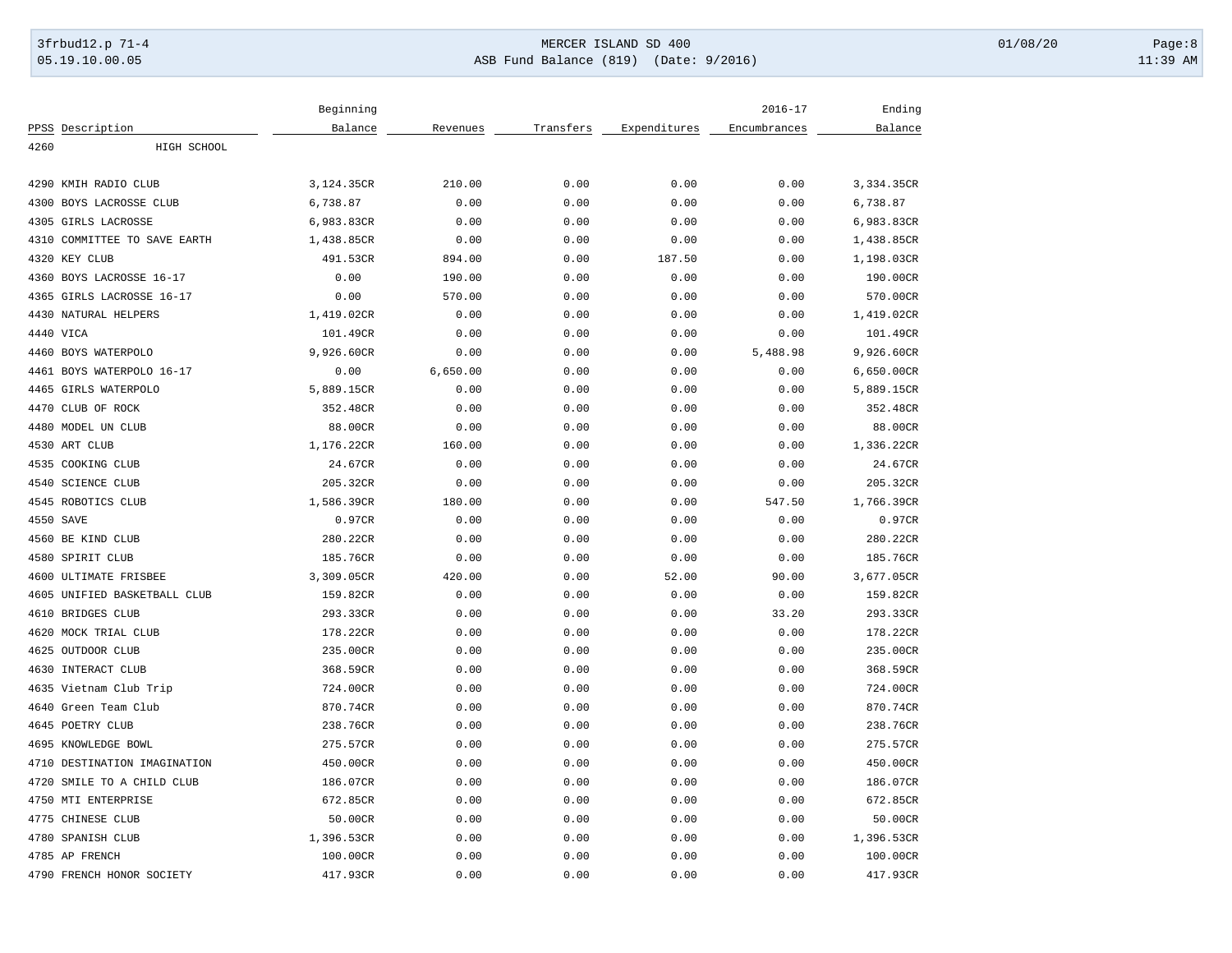| PPSS | Description | Beginning Balance | Revenues | Transfers | Expenditures | 2016-17 Encumbrances | Ending Balance |
|---|---|---|---|---|---|---|---|
| 4260 | HIGH SCHOOL | | | | | | |
| 4290 | KMIH RADIO CLUB | 3,124.35CR | 210.00 | 0.00 | 0.00 | 0.00 | 3,334.35CR |
| 4300 | BOYS LACROSSE CLUB | 6,738.87 | 0.00 | 0.00 | 0.00 | 0.00 | 6,738.87 |
| 4305 | GIRLS LACROSSE | 6,983.83CR | 0.00 | 0.00 | 0.00 | 0.00 | 6,983.83CR |
| 4310 | COMMITTEE TO SAVE EARTH | 1,438.85CR | 0.00 | 0.00 | 0.00 | 0.00 | 1,438.85CR |
| 4320 | KEY CLUB | 491.53CR | 894.00 | 0.00 | 187.50 | 0.00 | 1,198.03CR |
| 4360 | BOYS LACROSSE 16-17 | 0.00 | 190.00 | 0.00 | 0.00 | 0.00 | 190.00CR |
| 4365 | GIRLS LACROSSE 16-17 | 0.00 | 570.00 | 0.00 | 0.00 | 0.00 | 570.00CR |
| 4430 | NATURAL HELPERS | 1,419.02CR | 0.00 | 0.00 | 0.00 | 0.00 | 1,419.02CR |
| 4440 | VICA | 101.49CR | 0.00 | 0.00 | 0.00 | 0.00 | 101.49CR |
| 4460 | BOYS WATERPOLO | 9,926.60CR | 0.00 | 0.00 | 0.00 | 5,488.98 | 9,926.60CR |
| 4461 | BOYS WATERPOLO 16-17 | 0.00 | 6,650.00 | 0.00 | 0.00 | 0.00 | 6,650.00CR |
| 4465 | GIRLS WATERPOLO | 5,889.15CR | 0.00 | 0.00 | 0.00 | 0.00 | 5,889.15CR |
| 4470 | CLUB OF ROCK | 352.48CR | 0.00 | 0.00 | 0.00 | 0.00 | 352.48CR |
| 4480 | MODEL UN CLUB | 88.00CR | 0.00 | 0.00 | 0.00 | 0.00 | 88.00CR |
| 4530 | ART CLUB | 1,176.22CR | 160.00 | 0.00 | 0.00 | 0.00 | 1,336.22CR |
| 4535 | COOKING CLUB | 24.67CR | 0.00 | 0.00 | 0.00 | 0.00 | 24.67CR |
| 4540 | SCIENCE CLUB | 205.32CR | 0.00 | 0.00 | 0.00 | 0.00 | 205.32CR |
| 4545 | ROBOTICS CLUB | 1,586.39CR | 180.00 | 0.00 | 0.00 | 547.50 | 1,766.39CR |
| 4550 | SAVE | 0.97CR | 0.00 | 0.00 | 0.00 | 0.00 | 0.97CR |
| 4560 | BE KIND CLUB | 280.22CR | 0.00 | 0.00 | 0.00 | 0.00 | 280.22CR |
| 4580 | SPIRIT CLUB | 185.76CR | 0.00 | 0.00 | 0.00 | 0.00 | 185.76CR |
| 4600 | ULTIMATE FRISBEE | 3,309.05CR | 420.00 | 0.00 | 52.00 | 90.00 | 3,677.05CR |
| 4605 | UNIFIED BASKETBALL CLUB | 159.82CR | 0.00 | 0.00 | 0.00 | 0.00 | 159.82CR |
| 4610 | BRIDGES CLUB | 293.33CR | 0.00 | 0.00 | 0.00 | 33.20 | 293.33CR |
| 4620 | MOCK TRIAL CLUB | 178.22CR | 0.00 | 0.00 | 0.00 | 0.00 | 178.22CR |
| 4625 | OUTDOOR CLUB | 235.00CR | 0.00 | 0.00 | 0.00 | 0.00 | 235.00CR |
| 4630 | INTERACT CLUB | 368.59CR | 0.00 | 0.00 | 0.00 | 0.00 | 368.59CR |
| 4635 | Vietnam Club Trip | 724.00CR | 0.00 | 0.00 | 0.00 | 0.00 | 724.00CR |
| 4640 | Green Team Club | 870.74CR | 0.00 | 0.00 | 0.00 | 0.00 | 870.74CR |
| 4645 | POETRY CLUB | 238.76CR | 0.00 | 0.00 | 0.00 | 0.00 | 238.76CR |
| 4695 | KNOWLEDGE BOWL | 275.57CR | 0.00 | 0.00 | 0.00 | 0.00 | 275.57CR |
| 4710 | DESTINATION IMAGINATION | 450.00CR | 0.00 | 0.00 | 0.00 | 0.00 | 450.00CR |
| 4720 | SMILE TO A CHILD CLUB | 186.07CR | 0.00 | 0.00 | 0.00 | 0.00 | 186.07CR |
| 4750 | MTI ENTERPRISE | 672.85CR | 0.00 | 0.00 | 0.00 | 0.00 | 672.85CR |
| 4775 | CHINESE CLUB | 50.00CR | 0.00 | 0.00 | 0.00 | 0.00 | 50.00CR |
| 4780 | SPANISH CLUB | 1,396.53CR | 0.00 | 0.00 | 0.00 | 0.00 | 1,396.53CR |
| 4785 | AP FRENCH | 100.00CR | 0.00 | 0.00 | 0.00 | 0.00 | 100.00CR |
| 4790 | FRENCH HONOR SOCIETY | 417.93CR | 0.00 | 0.00 | 0.00 | 0.00 | 417.93CR |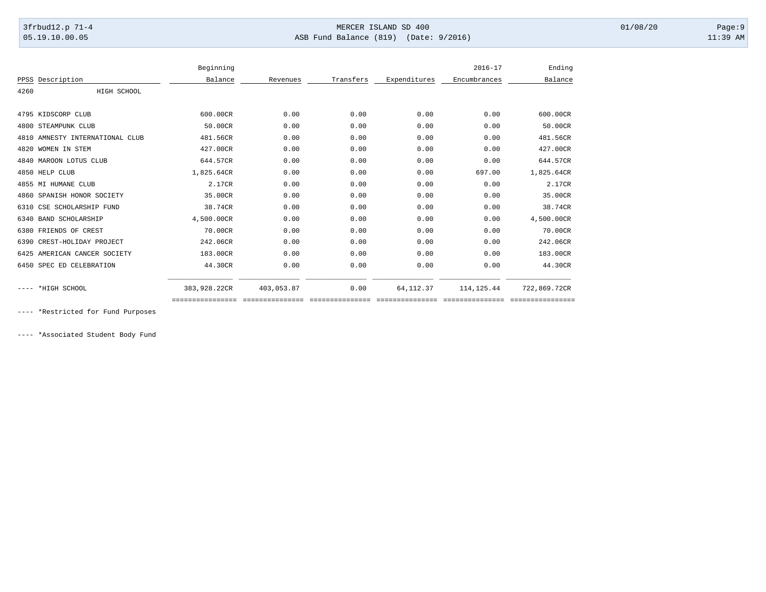| PPSS | Description | Beginning Balance | Revenues | Transfers | Expenditures | 2016-17 Encumbrances | Ending Balance |
|---|---|---|---|---|---|---|---|
| 4260 | HIGH SCHOOL | | | | | | |
| 4795 | KIDSCORP CLUB | 600.00CR | 0.00 | 0.00 | 0.00 | 0.00 | 600.00CR |
| 4800 | STEAMPUNK CLUB | 50.00CR | 0.00 | 0.00 | 0.00 | 0.00 | 50.00CR |
| 4810 | AMNESTY INTERNATIONAL CLUB | 481.56CR | 0.00 | 0.00 | 0.00 | 0.00 | 481.56CR |
| 4820 | WOMEN IN STEM | 427.00CR | 0.00 | 0.00 | 0.00 | 0.00 | 427.00CR |
| 4840 | MAROON LOTUS CLUB | 644.57CR | 0.00 | 0.00 | 0.00 | 0.00 | 644.57CR |
| 4850 | HELP CLUB | 1,825.64CR | 0.00 | 0.00 | 0.00 | 697.00 | 1,825.64CR |
| 4855 | MI HUMANE CLUB | 2.17CR | 0.00 | 0.00 | 0.00 | 0.00 | 2.17CR |
| 4860 | SPANISH HONOR SOCIETY | 35.00CR | 0.00 | 0.00 | 0.00 | 0.00 | 35.00CR |
| 6310 | CSE SCHOLARSHIP FUND | 38.74CR | 0.00 | 0.00 | 0.00 | 0.00 | 38.74CR |
| 6340 | BAND SCHOLARSHIP | 4,500.00CR | 0.00 | 0.00 | 0.00 | 0.00 | 4,500.00CR |
| 6380 | FRIENDS OF CREST | 70.00CR | 0.00 | 0.00 | 0.00 | 0.00 | 70.00CR |
| 6390 | CREST-HOLIDAY PROJECT | 242.06CR | 0.00 | 0.00 | 0.00 | 0.00 | 242.06CR |
| 6425 | AMERICAN CANCER SOCIETY | 183.00CR | 0.00 | 0.00 | 0.00 | 0.00 | 183.00CR |
| 6450 | SPEC ED CELEBRATION | 44.30CR | 0.00 | 0.00 | 0.00 | 0.00 | 44.30CR |
| ---- | *HIGH SCHOOL | 383,928.22CR | 403,053.87 | 0.00 | 64,112.37 | 114,125.44 | 722,869.72CR |

---- *Restricted for Fund Purposes

---- *Associated Student Body Fund